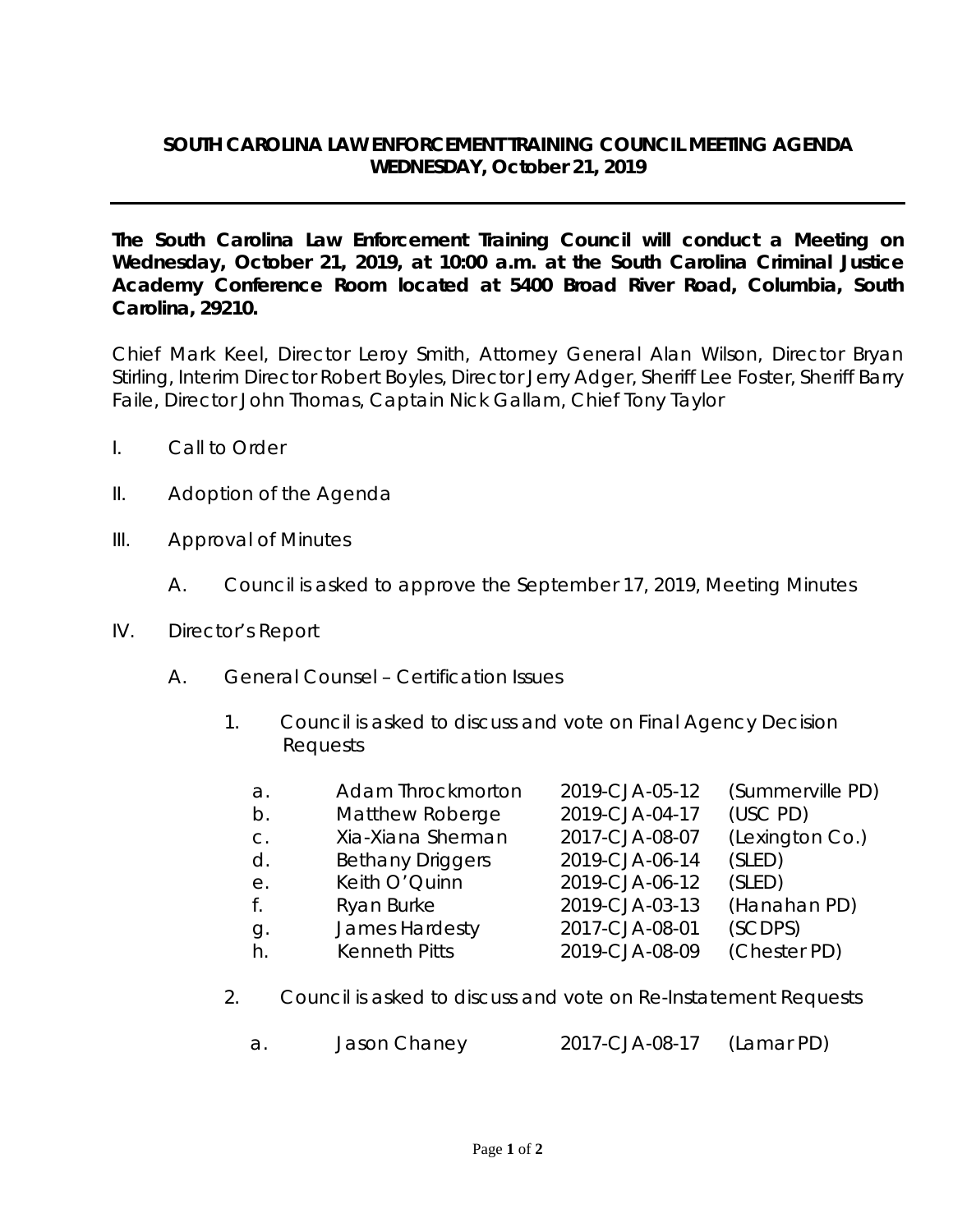# SOUTH CAROLINA LAW ENFORCEMENT TRAINING COUNCIL MEETING AGENDA
## WEDNESDAY, October 21, 2019

**The South Carolina Law Enforcement Training Council will conduct a Meeting on Wednesday, October 21, 2019, at 10:00 a.m. at the South Carolina Criminal Justice Academy Conference Room located at 5400 Broad River Road, Columbia, South Carolina, 29210.**

Chief Mark Keel, Director Leroy Smith, Attorney General Alan Wilson, Director Bryan Stirling, Interim Director Robert Boyles, Director Jerry Adger, Sheriff Lee Foster, Sheriff Barry Faile, Director John Thomas, Captain Nick Gallam, Chief Tony Taylor

I. Call to Order

II. Adoption of the Agenda

III. Approval of Minutes

   A. Council is asked to approve the September 17, 2019, Meeting Minutes

IV. Director's Report

   A. General Counsel – Certification Issues

      1. Council is asked to discuss and vote on Final Agency Decision Requests

| | | | |
|---|---|---|---|
| a. | Adam Throckmorton | 2019-CJA-05-12 | (Summerville PD) |
| b. | Matthew Roberge | 2019-CJA-04-17 | (USC PD) |
| c. | Xia-Xiana Sherman | 2017-CJA-08-07 | (Lexington Co.) |
| d. | Bethany Driggers | 2019-CJA-06-14 | (SLED) |
| e. | Keith O'Quinn | 2019-CJA-06-12 | (SLED) |
| f. | Ryan Burke | 2019-CJA-03-13 | (Hanahan PD) |
| g. | James Hardesty | 2017-CJA-08-01 | (SCDPS) |
| h. | Kenneth Pitts | 2019-CJA-08-09 | (Chester PD) |

      2. Council is asked to discuss and vote on Re-Instatement Requests

| | | | |
|---|---|---|---|
| a. | Jason Chaney | 2017-CJA-08-17 | (Lamar PD) |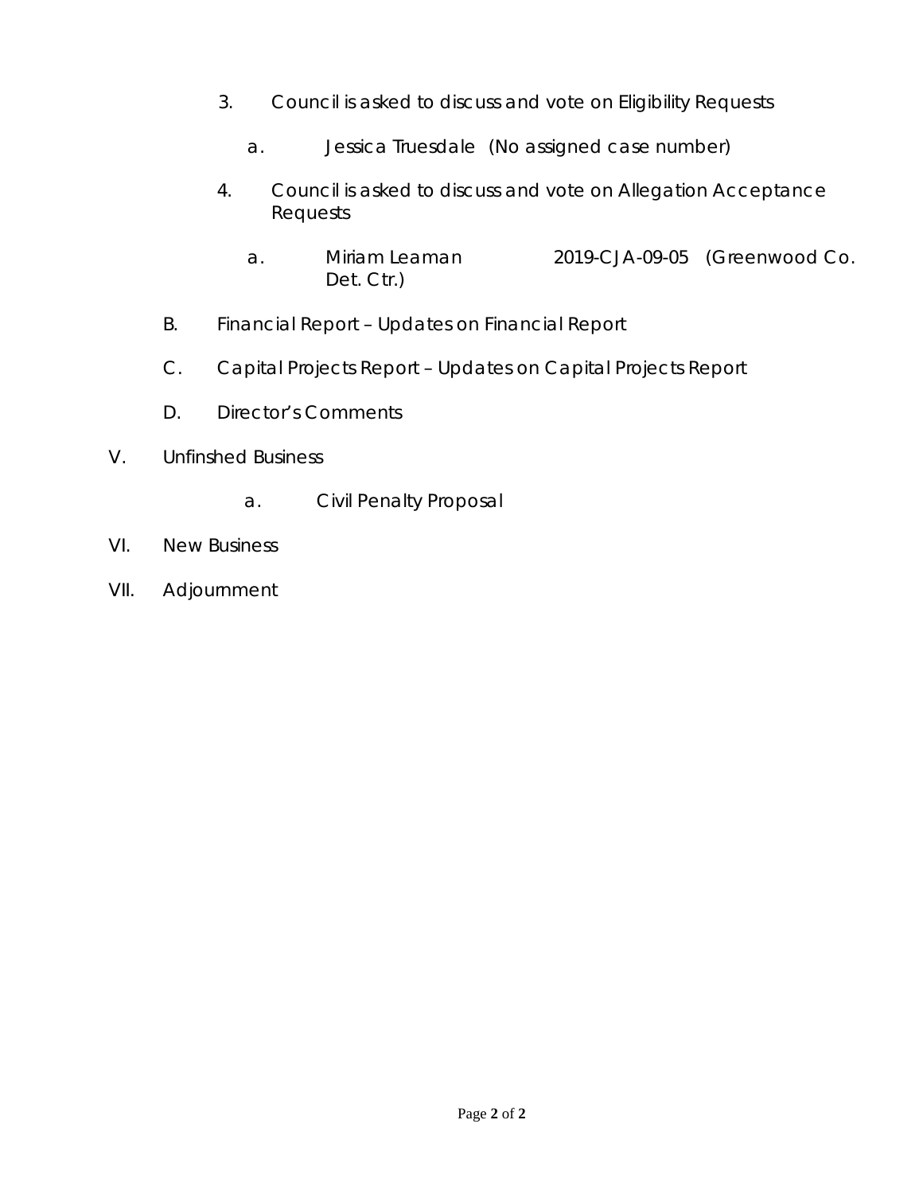3. Council is asked to discuss and vote on Eligibility Requests

   a. Jessica Truesdale (No assigned case number)

4. Council is asked to discuss and vote on Allegation Acceptance Requests

   a. Miriam Leaman 2019-CJA-09-05 (Greenwood Co. Det. Ctr.)

B. Financial Report – Updates on Financial Report

C. Capital Projects Report – Updates on Capital Projects Report

D. Director's Comments

V. Unfinshed Business

   a. Civil Penalty Proposal

VI. New Business

VII. Adjournment